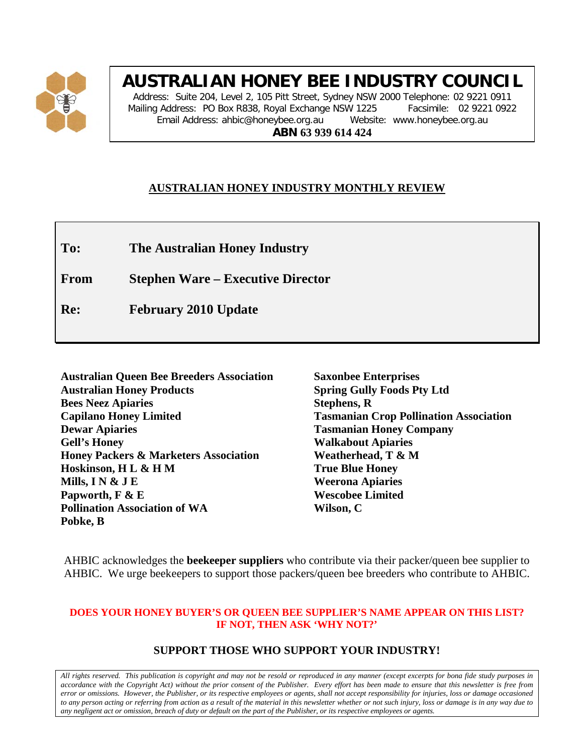# AUSTRALIAN HONEY BEE INDUSTRY COUNCIL

Address: Suite 204, Level 2, 105 Pitt Street, Sydney NSW 2000 Telephone: 02 9221 0911
Mailing Address: PO Box R838, Royal Exchange NSW 1225 Facsimile: 02 9221 0922
Email Address: ahbic@honeybee.org.au Website: www.honeybee.org.au
**ABN 63 939 614 424**

## AUSTRALIAN HONEY INDUSTRY MONTHLY REVIEW

**To:** **The Australian Honey Industry**

**From** **Stephen Ware – Executive Director**

**Re:** **February 2010 Update**

**Australian Queen Bee Breeders Association**
**Australian Honey Products**
**Bees Neez Apiaries**
**Capilano Honey Limited**
**Dewar Apiaries**
**Gell's Honey**
**Honey Packers & Marketers Association**
**Hoskinson, H L & H M**
**Mills, I N & J E**
**Papworth, F & E**
**Pollination Association of WA**
**Pobke, B**
**Saxonbee Enterprises**
**Spring Gully Foods Pty Ltd**
**Stephens, R**
**Tasmanian Crop Pollination Association**
**Tasmanian Honey Company**
**Walkabout Apiaries**
**Weatherhead, T & M**
**True Blue Honey**
**Weerona Apiaries**
**Wescobee Limited**
**Wilson, C**

AHBIC acknowledges the **beekeeper suppliers** who contribute via their packer/queen bee supplier to AHBIC. We urge beekeepers to support those packers/queen bee breeders who contribute to AHBIC.

**DOES YOUR HONEY BUYER'S OR QUEEN BEE SUPPLIER'S NAME APPEAR ON THIS LIST? IF NOT, THEN ASK 'WHY NOT?'**

**SUPPORT THOSE WHO SUPPORT YOUR INDUSTRY!**

*All rights reserved. This publication is copyright and may not be resold or reproduced in any manner (except excerpts for bona fide study purposes in accordance with the Copyright Act) without the prior consent of the Publisher. Every effort has been made to ensure that this newsletter is free from error or omissions. However, the Publisher, or its respective employees or agents, shall not accept responsibility for injuries, loss or damage occasioned to any person acting or referring from action as a result of the material in this newsletter whether or not such injury, loss or damage is in any way due to any negligent act or omission, breach of duty or default on the part of the Publisher, or its respective employees or agents.*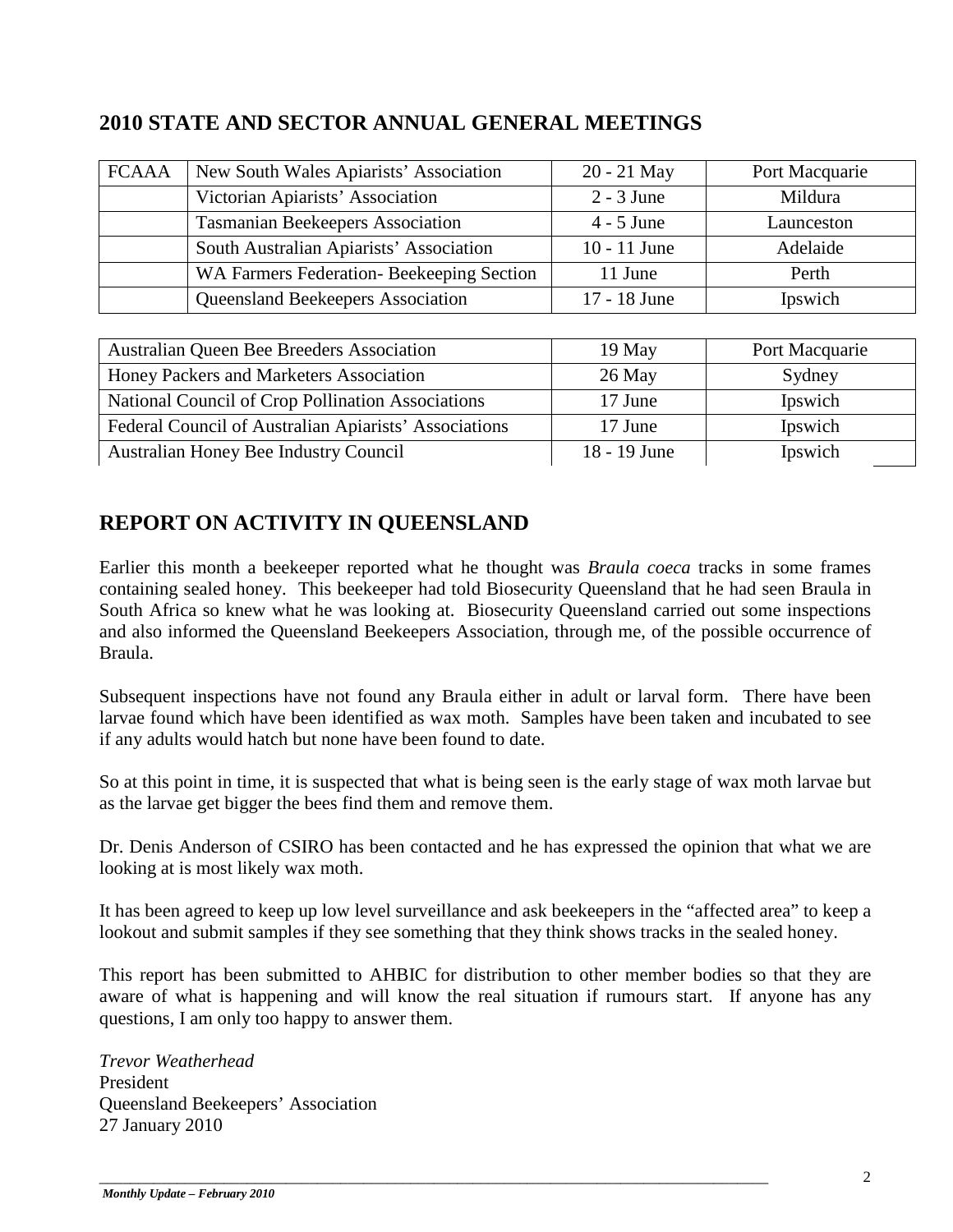## 2010 STATE AND SECTOR ANNUAL GENERAL MEETINGS

| FCAAA | New South Wales Apiarists' Association | 20 - 21 May | Port Macquarie |
|---|---|---|---|
| | Victorian Apiarists' Association | 2 - 3 June | Mildura |
| | Tasmanian Beekeepers Association | 4 - 5 June | Launceston |
| | South Australian Apiarists' Association | 10 - 11 June | Adelaide |
| | WA Farmers Federation- Beekeeping Section | 11 June | Perth |
| | Queensland Beekeepers Association | 17 - 18 June | Ipswich |

| Australian Queen Bee Breeders Association | 19 May | Port Macquarie |
|---|---|---|
| Honey Packers and Marketers Association | 26 May | Sydney |
| National Council of Crop Pollination Associations | 17 June | Ipswich |
| Federal Council of Australian Apiarists' Associations | 17 June | Ipswich |
| Australian Honey Bee Industry Council | 18 - 19 June | Ipswich |

## REPORT ON ACTIVITY IN QUEENSLAND

Earlier this month a beekeeper reported what he thought was *Braula coeca* tracks in some frames containing sealed honey. This beekeeper had told Biosecurity Queensland that he had seen Braula in South Africa so knew what he was looking at. Biosecurity Queensland carried out some inspections and also informed the Queensland Beekeepers Association, through me, of the possible occurrence of Braula.

Subsequent inspections have not found any Braula either in adult or larval form. There have been larvae found which have been identified as wax moth. Samples have been taken and incubated to see if any adults would hatch but none have been found to date.

So at this point in time, it is suspected that what is being seen is the early stage of wax moth larvae but as the larvae get bigger the bees find them and remove them.

Dr. Denis Anderson of CSIRO has been contacted and he has expressed the opinion that what we are looking at is most likely wax moth.

It has been agreed to keep up low level surveillance and ask beekeepers in the "affected area" to keep a lookout and submit samples if they see something that they think shows tracks in the sealed honey.

This report has been submitted to AHBIC for distribution to other member bodies so that they are aware of what is happening and will know the real situation if rumours start. If anyone has any questions, I am only too happy to answer them.

*Trevor Weatherhead*
President
Queensland Beekeepers' Association
27 January 2010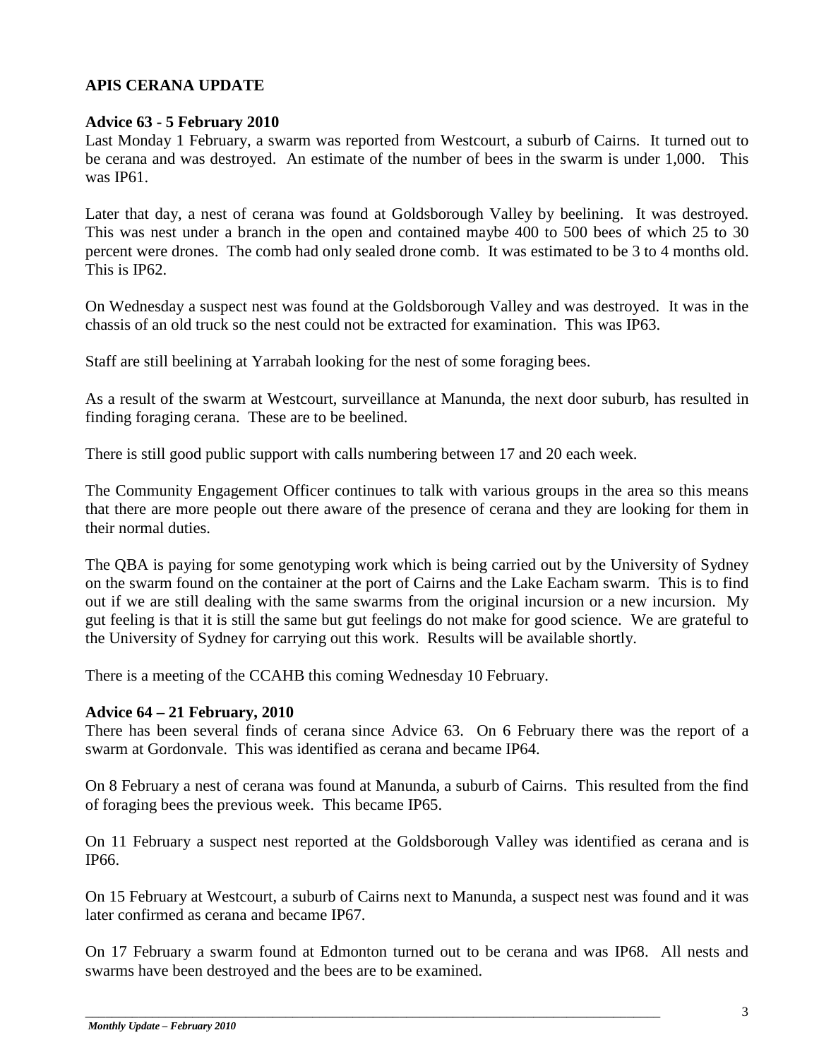## APIS CERANA UPDATE

### Advice 63 - 5 February 2010

Last Monday 1 February, a swarm was reported from Westcourt, a suburb of Cairns. It turned out to be cerana and was destroyed. An estimate of the number of bees in the swarm is under 1,000. This was IP61.

Later that day, a nest of cerana was found at Goldsborough Valley by beelining. It was destroyed. This was nest under a branch in the open and contained maybe 400 to 500 bees of which 25 to 30 percent were drones. The comb had only sealed drone comb. It was estimated to be 3 to 4 months old. This is IP62.

On Wednesday a suspect nest was found at the Goldsborough Valley and was destroyed. It was in the chassis of an old truck so the nest could not be extracted for examination. This was IP63.

Staff are still beelining at Yarrabah looking for the nest of some foraging bees.

As a result of the swarm at Westcourt, surveillance at Manunda, the next door suburb, has resulted in finding foraging cerana. These are to be beelined.

There is still good public support with calls numbering between 17 and 20 each week.

The Community Engagement Officer continues to talk with various groups in the area so this means that there are more people out there aware of the presence of cerana and they are looking for them in their normal duties.

The QBA is paying for some genotyping work which is being carried out by the University of Sydney on the swarm found on the container at the port of Cairns and the Lake Eacham swarm. This is to find out if we are still dealing with the same swarms from the original incursion or a new incursion. My gut feeling is that it is still the same but gut feelings do not make for good science. We are grateful to the University of Sydney for carrying out this work. Results will be available shortly.

There is a meeting of the CCAHB this coming Wednesday 10 February.

### Advice 64 – 21 February, 2010

There has been several finds of cerana since Advice 63. On 6 February there was the report of a swarm at Gordonvale. This was identified as cerana and became IP64.

On 8 February a nest of cerana was found at Manunda, a suburb of Cairns. This resulted from the find of foraging bees the previous week. This became IP65.

On 11 February a suspect nest reported at the Goldsborough Valley was identified as cerana and is IP66.

On 15 February at Westcourt, a suburb of Cairns next to Manunda, a suspect nest was found and it was later confirmed as cerana and became IP67.

On 17 February a swarm found at Edmonton turned out to be cerana and was IP68. All nests and swarms have been destroyed and the bees are to be examined.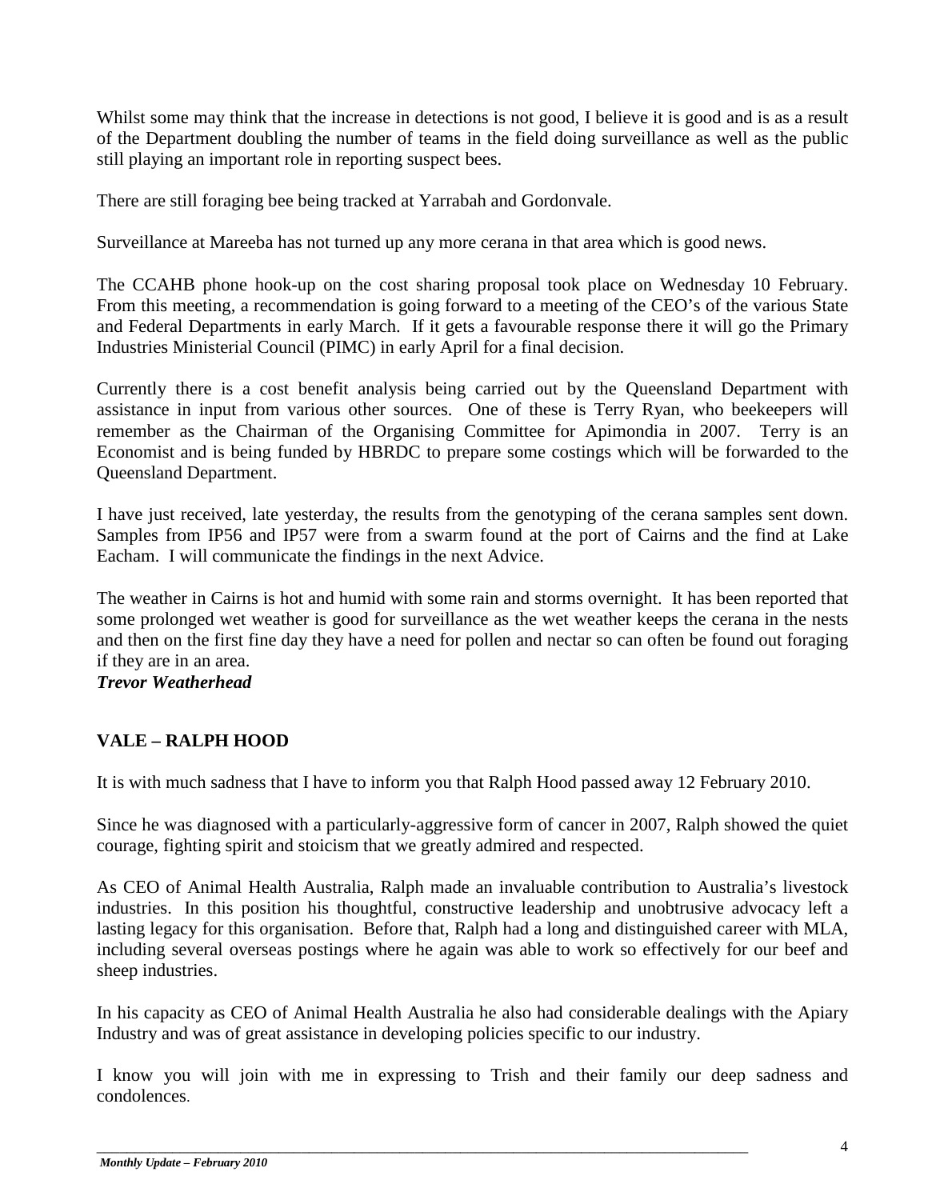Whilst some may think that the increase in detections is not good, I believe it is good and is as a result of the Department doubling the number of teams in the field doing surveillance as well as the public still playing an important role in reporting suspect bees.

There are still foraging bee being tracked at Yarrabah and Gordonvale.

Surveillance at Mareeba has not turned up any more cerana in that area which is good news.

The CCAHB phone hook-up on the cost sharing proposal took place on Wednesday 10 February. From this meeting, a recommendation is going forward to a meeting of the CEO's of the various State and Federal Departments in early March. If it gets a favourable response there it will go the Primary Industries Ministerial Council (PIMC) in early April for a final decision.

Currently there is a cost benefit analysis being carried out by the Queensland Department with assistance in input from various other sources. One of these is Terry Ryan, who beekeepers will remember as the Chairman of the Organising Committee for Apimondia in 2007. Terry is an Economist and is being funded by HBRDC to prepare some costings which will be forwarded to the Queensland Department.

I have just received, late yesterday, the results from the genotyping of the cerana samples sent down. Samples from IP56 and IP57 were from a swarm found at the port of Cairns and the find at Lake Eacham. I will communicate the findings in the next Advice.

The weather in Cairns is hot and humid with some rain and storms overnight. It has been reported that some prolonged wet weather is good for surveillance as the wet weather keeps the cerana in the nests and then on the first fine day they have a need for pollen and nectar so can often be found out foraging if they are in an area.

***Trevor Weatherhead***

## VALE – RALPH HOOD

It is with much sadness that I have to inform you that Ralph Hood passed away 12 February 2010.

Since he was diagnosed with a particularly-aggressive form of cancer in 2007, Ralph showed the quiet courage, fighting spirit and stoicism that we greatly admired and respected.

As CEO of Animal Health Australia, Ralph made an invaluable contribution to Australia's livestock industries. In this position his thoughtful, constructive leadership and unobtrusive advocacy left a lasting legacy for this organisation. Before that, Ralph had a long and distinguished career with MLA, including several overseas postings where he again was able to work so effectively for our beef and sheep industries.

In his capacity as CEO of Animal Health Australia he also had considerable dealings with the Apiary Industry and was of great assistance in developing policies specific to our industry.

I know you will join with me in expressing to Trish and their family our deep sadness and condolences.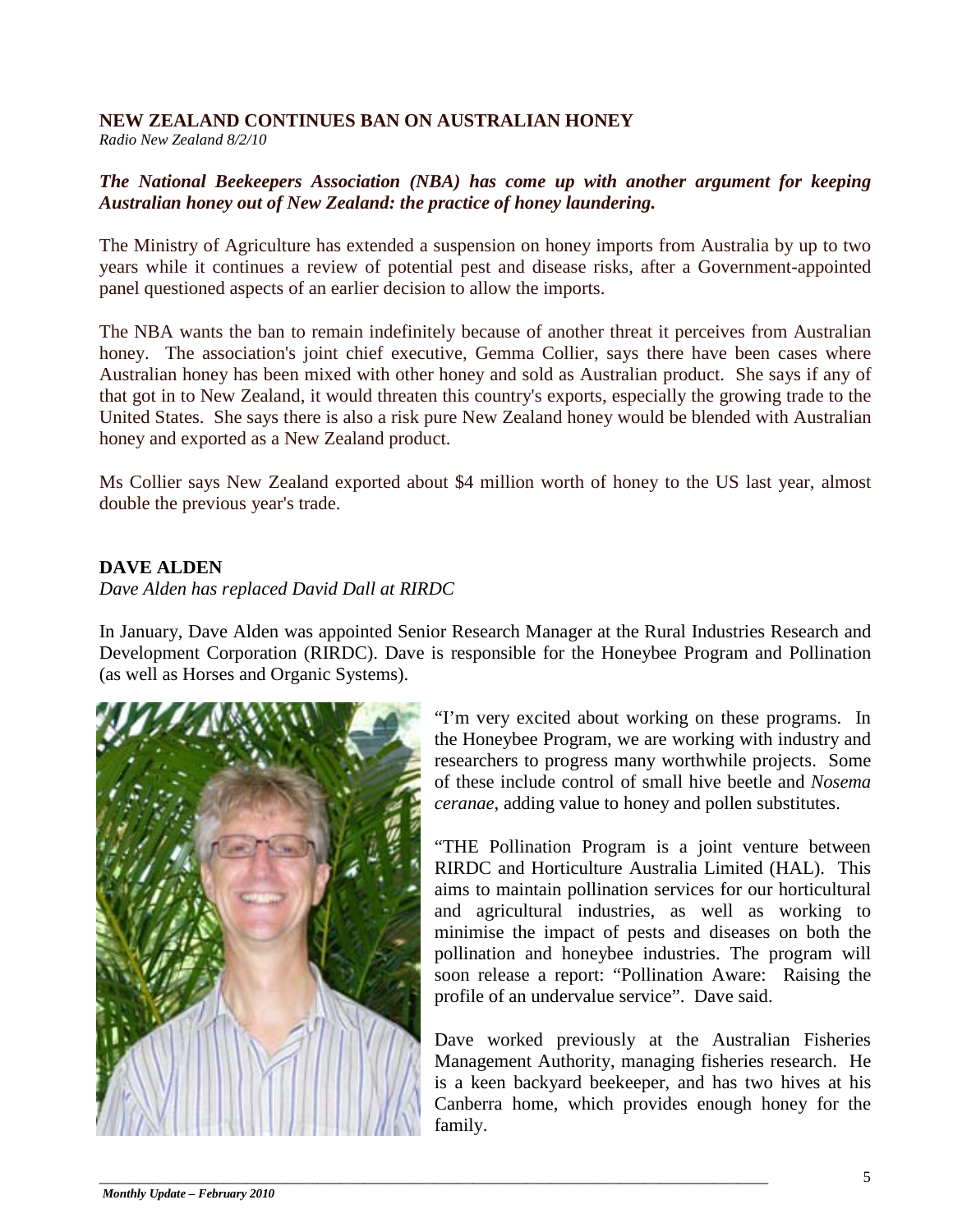## NEW ZEALAND CONTINUES BAN ON AUSTRALIAN HONEY

*Radio New Zealand 8/2/10*

***The National Beekeepers Association (NBA) has come up with another argument for keeping Australian honey out of New Zealand: the practice of honey laundering.***

The Ministry of Agriculture has extended a suspension on honey imports from Australia by up to two years while it continues a review of potential pest and disease risks, after a Government-appointed panel questioned aspects of an earlier decision to allow the imports.

The NBA wants the ban to remain indefinitely because of another threat it perceives from Australian honey. The association's joint chief executive, Gemma Collier, says there have been cases where Australian honey has been mixed with other honey and sold as Australian product. She says if any of that got in to New Zealand, it would threaten this country's exports, especially the growing trade to the United States. She says there is also a risk pure New Zealand honey would be blended with Australian honey and exported as a New Zealand product.

Ms Collier says New Zealand exported about $4 million worth of honey to the US last year, almost double the previous year's trade.

## DAVE ALDEN

*Dave Alden has replaced David Dall at RIRDC*

In January, Dave Alden was appointed Senior Research Manager at the Rural Industries Research and Development Corporation (RIRDC). Dave is responsible for the Honeybee Program and Pollination (as well as Horses and Organic Systems).

"I'm very excited about working on these programs. In the Honeybee Program, we are working with industry and researchers to progress many worthwhile projects. Some of these include control of small hive beetle and *Nosema ceranae*, adding value to honey and pollen substitutes.

"THE Pollination Program is a joint venture between RIRDC and Horticulture Australia Limited (HAL). This aims to maintain pollination services for our horticultural and agricultural industries, as well as working to minimise the impact of pests and diseases on both the pollination and honeybee industries. The program will soon release a report: "Pollination Aware: Raising the profile of an undervalue service". Dave said.

Dave worked previously at the Australian Fisheries Management Authority, managing fisheries research. He is a keen backyard beekeeper, and has two hives at his Canberra home, which provides enough honey for the family.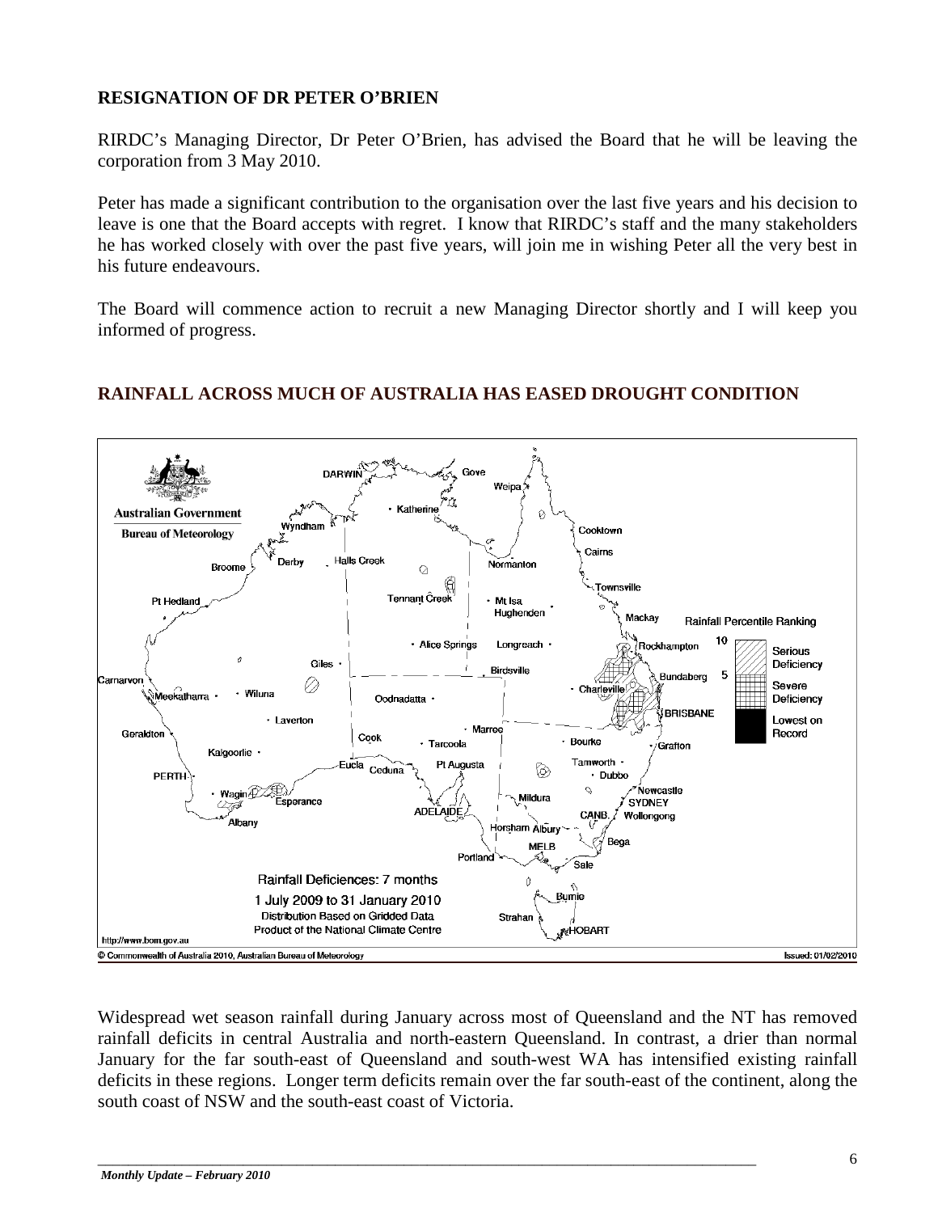## RESIGNATION OF DR PETER O'BRIEN

RIRDC's Managing Director, Dr Peter O'Brien, has advised the Board that he will be leaving the corporation from 3 May 2010.

Peter has made a significant contribution to the organisation over the last five years and his decision to leave is one that the Board accepts with regret. I know that RIRDC's staff and the many stakeholders he has worked closely with over the past five years, will join me in wishing Peter all the very best in his future endeavours.

The Board will commence action to recruit a new Managing Director shortly and I will keep you informed of progress.

## RAINFALL ACROSS MUCH OF AUSTRALIA HAS EASED DROUGHT CONDITION

Widespread wet season rainfall during January across most of Queensland and the NT has removed rainfall deficits in central Australia and north-eastern Queensland. In contrast, a drier than normal January for the far south-east of Queensland and south-west WA has intensified existing rainfall deficits in these regions. Longer term deficits remain over the far south-east of the continent, along the south coast of NSW and the south-east coast of Victoria.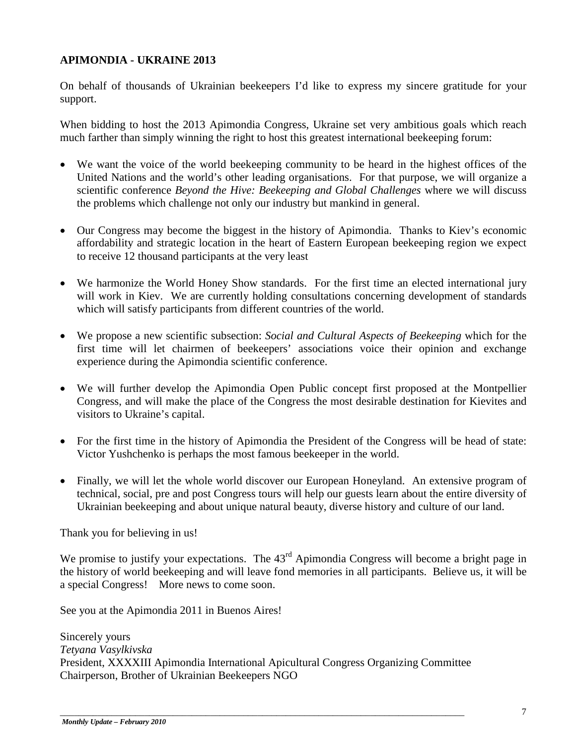**APIMONDIA - UKRAINE 2013**

On behalf of thousands of Ukrainian beekeepers I'd like to express my sincere gratitude for your support.

When bidding to host the 2013 Apimondia Congress, Ukraine set very ambitious goals which reach much farther than simply winning the right to host this greatest international beekeeping forum:

- We want the voice of the world beekeeping community to be heard in the highest offices of the United Nations and the world's other leading organisations. For that purpose, we will organize a scientific conference *Beyond the Hive: Beekeeping and Global Challenges* where we will discuss the problems which challenge not only our industry but mankind in general.
- Our Congress may become the biggest in the history of Apimondia. Thanks to Kiev's economic affordability and strategic location in the heart of Eastern European beekeeping region we expect to receive 12 thousand participants at the very least
- We harmonize the World Honey Show standards. For the first time an elected international jury will work in Kiev. We are currently holding consultations concerning development of standards which will satisfy participants from different countries of the world.
- We propose a new scientific subsection: *Social and Cultural Aspects of Beekeeping* which for the first time will let chairmen of beekeepers' associations voice their opinion and exchange experience during the Apimondia scientific conference.
- We will further develop the Apimondia Open Public concept first proposed at the Montpellier Congress, and will make the place of the Congress the most desirable destination for Kievites and visitors to Ukraine's capital.
- For the first time in the history of Apimondia the President of the Congress will be head of state: Victor Yushchenko is perhaps the most famous beekeeper in the world.
- Finally, we will let the whole world discover our European Honeyland. An extensive program of technical, social, pre and post Congress tours will help our guests learn about the entire diversity of Ukrainian beekeeping and about unique natural beauty, diverse history and culture of our land.

Thank you for believing in us!

We promise to justify your expectations. The 43rd Apimondia Congress will become a bright page in the history of world beekeeping and will leave fond memories in all participants. Believe us, it will be a special Congress! More news to come soon.

See you at the Apimondia 2011 in Buenos Aires!

Sincerely yours
*Tetyana Vasylkivska*
President, XXXXIII Apimondia International Apicultural Congress Organizing Committee
Chairperson, Brother of Ukrainian Beekeepers NGO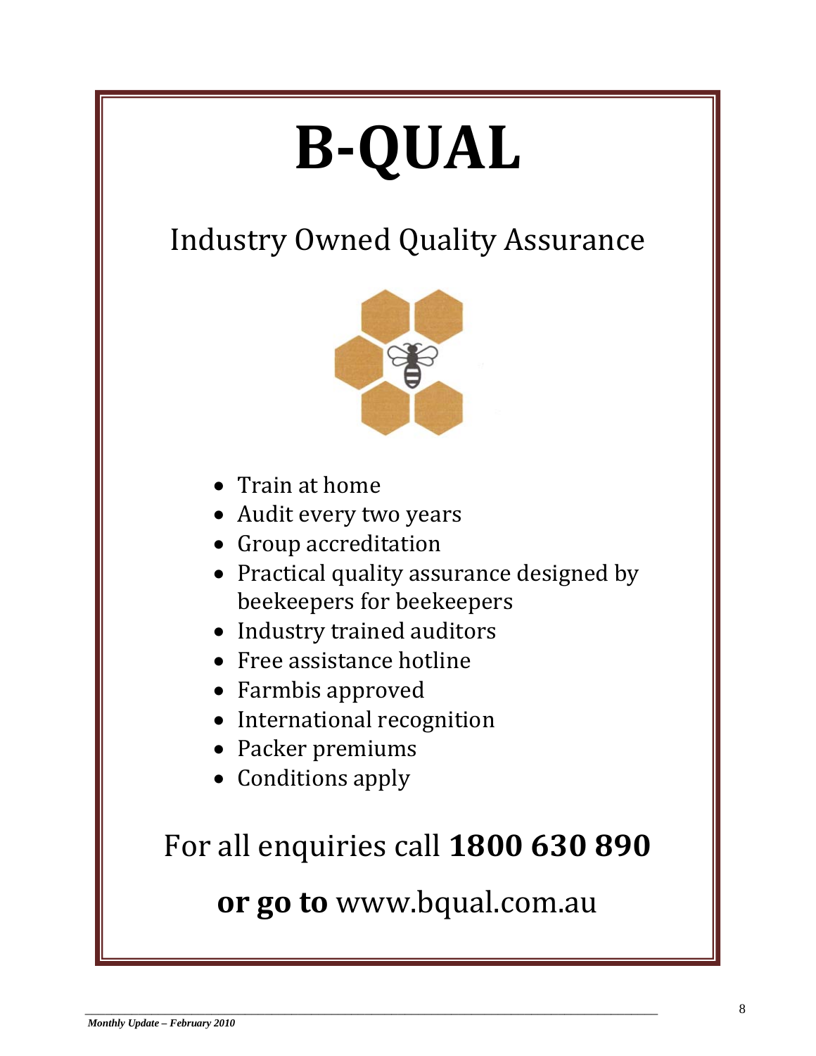# B-QUAL

## Industry Owned Quality Assurance

- Train at home
- Audit every two years
- Group accreditation
- Practical quality assurance designed by beekeepers for beekeepers
- Industry trained auditors
- Free assistance hotline
- Farmbis approved
- International recognition
- Packer premiums
- Conditions apply

For all enquiries call **1800 630 890**

**or go to** www.bqual.com.au